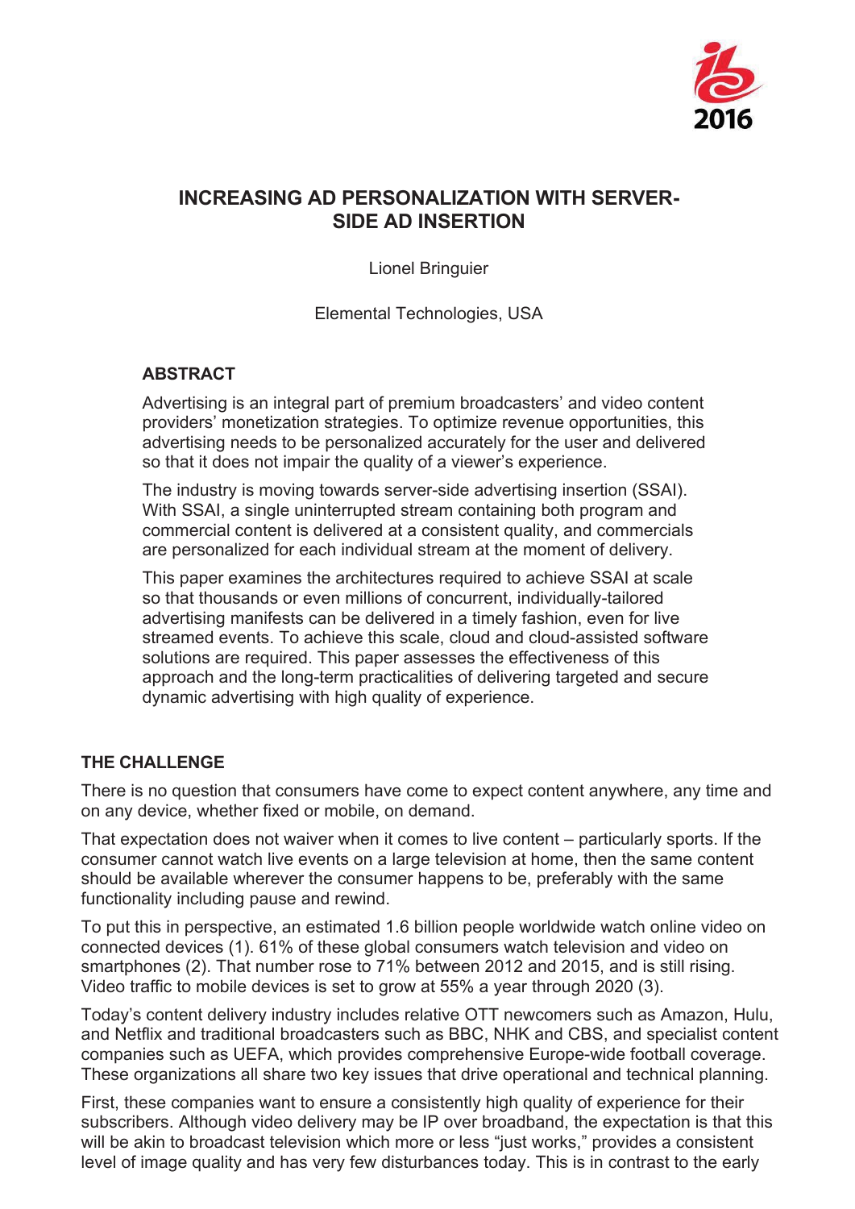# INCREASING AD PERSONALIZATION WITH SERVER-SIDE AD INSERTION

Lionel Bringuier

Elemental Technologies, USA

## ABSTRACT

Advertising is an integral part of premium broadcasters' and video content providers' monetization strategies. To optimize revenue opportunities, this advertising needs to be personalized accurately for the user and delivered so that it does not impair the quality of a viewer's experience.

The industry is moving towards server-side advertising insertion (SSAI). With SSAI, a single uninterrupted stream containing both program and commercial content is delivered at a consistent quality, and commercials are personalized for each individual stream at the moment of delivery.

This paper examines the architectures required to achieve SSAI at scale so that thousands or even millions of concurrent, individually-tailored advertising manifests can be delivered in a timely fashion, even for live streamed events. To achieve this scale, cloud and cloud-assisted software solutions are required. This paper assesses the effectiveness of this approach and the long-term practicalities of delivering targeted and secure dynamic advertising with high quality of experience.

## THE CHALLENGE

There is no question that consumers have come to expect content anywhere, any time and on any device, whether fixed or mobile, on demand.

That expectation does not waiver when it comes to live content – particularly sports. If the consumer cannot watch live events on a large television at home, then the same content should be available wherever the consumer happens to be, preferably with the same functionality including pause and rewind.

To put this in perspective, an estimated 1.6 billion people worldwide watch online video on connected devices (1). 61% of these global consumers watch television and video on smartphones (2). That number rose to 71% between 2012 and 2015, and is still rising. Video traffic to mobile devices is set to grow at 55% a year through 2020 (3).

Today's content delivery industry includes relative OTT newcomers such as Amazon, Hulu, and Netflix and traditional broadcasters such as BBC, NHK and CBS, and specialist content companies such as UEFA, which provides comprehensive Europe-wide football coverage. These organizations all share two key issues that drive operational and technical planning.

First, these companies want to ensure a consistently high quality of experience for their subscribers. Although video delivery may be IP over broadband, the expectation is that this will be akin to broadcast television which more or less "just works," provides a consistent level of image quality and has very few disturbances today. This is in contrast to the early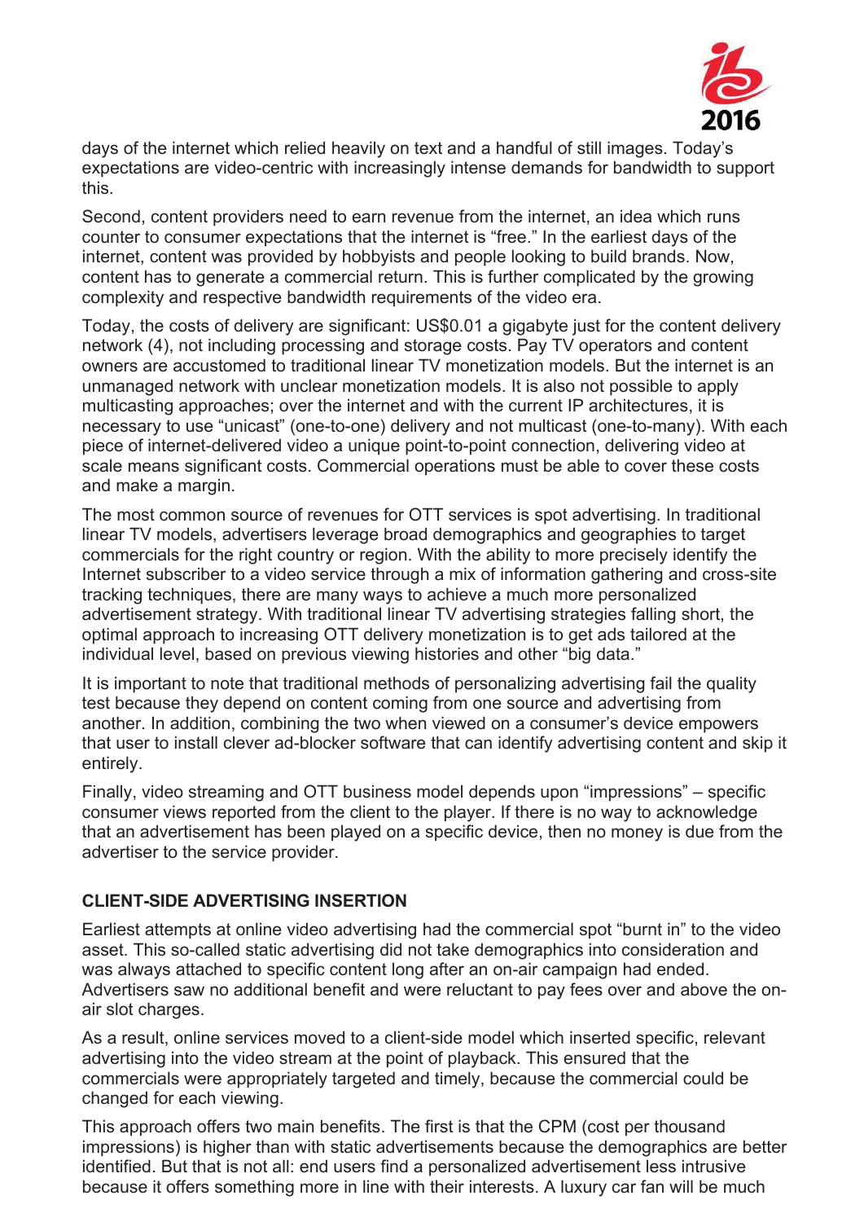days of the internet which relied heavily on text and a handful of still images. Today's expectations are video-centric with increasingly intense demands for bandwidth to support this.

Second, content providers need to earn revenue from the internet, an idea which runs counter to consumer expectations that the internet is "free." In the earliest days of the internet, content was provided by hobbyists and people looking to build brands. Now, content has to generate a commercial return. This is further complicated by the growing complexity and respective bandwidth requirements of the video era.

Today, the costs of delivery are significant: US$0.01 a gigabyte just for the content delivery network (4), not including processing and storage costs. Pay TV operators and content owners are accustomed to traditional linear TV monetization models. But the internet is an unmanaged network with unclear monetization models. It is also not possible to apply multicasting approaches; over the internet and with the current IP architectures, it is necessary to use "unicast" (one-to-one) delivery and not multicast (one-to-many). With each piece of internet-delivered video a unique point-to-point connection, delivering video at scale means significant costs. Commercial operations must be able to cover these costs and make a margin.

The most common source of revenues for OTT services is spot advertising. In traditional linear TV models, advertisers leverage broad demographics and geographies to target commercials for the right country or region. With the ability to more precisely identify the Internet subscriber to a video service through a mix of information gathering and cross-site tracking techniques, there are many ways to achieve a much more personalized advertisement strategy. With traditional linear TV advertising strategies falling short, the optimal approach to increasing OTT delivery monetization is to get ads tailored at the individual level, based on previous viewing histories and other "big data."

It is important to note that traditional methods of personalizing advertising fail the quality test because they depend on content coming from one source and advertising from another. In addition, combining the two when viewed on a consumer's device empowers that user to install clever ad-blocker software that can identify advertising content and skip it entirely.

Finally, video streaming and OTT business model depends upon "impressions" – specific consumer views reported from the client to the player. If there is no way to acknowledge that an advertisement has been played on a specific device, then no money is due from the advertiser to the service provider.

## CLIENT-SIDE ADVERTISING INSERTION

Earliest attempts at online video advertising had the commercial spot "burnt in" to the video asset. This so-called static advertising did not take demographics into consideration and was always attached to specific content long after an on-air campaign had ended. Advertisers saw no additional benefit and were reluctant to pay fees over and above the on-air slot charges.

As a result, online services moved to a client-side model which inserted specific, relevant advertising into the video stream at the point of playback. This ensured that the commercials were appropriately targeted and timely, because the commercial could be changed for each viewing.

This approach offers two main benefits. The first is that the CPM (cost per thousand impressions) is higher than with static advertisements because the demographics are better identified. But that is not all: end users find a personalized advertisement less intrusive because it offers something more in line with their interests. A luxury car fan will be much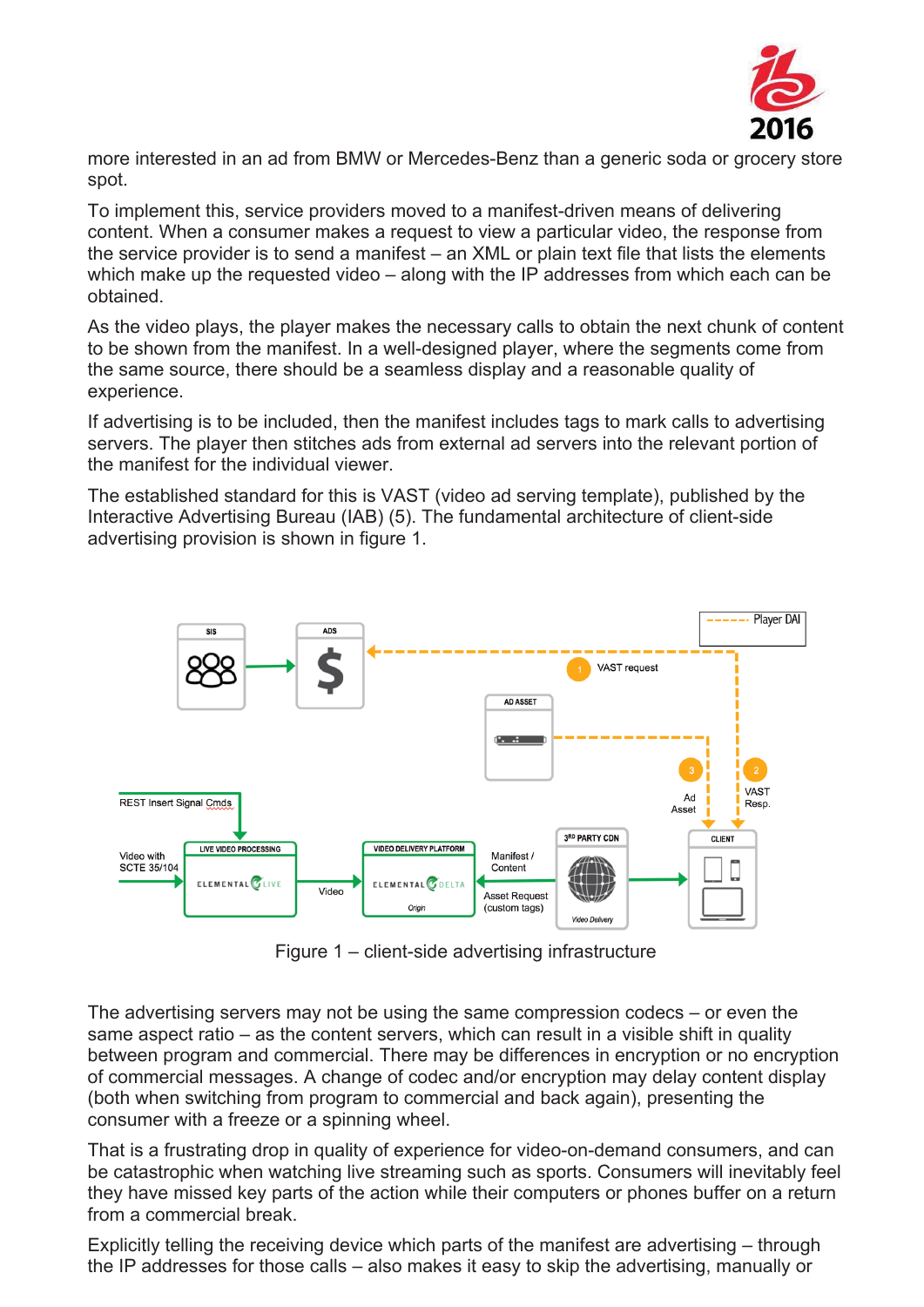more interested in an ad from BMW or Mercedes-Benz than a generic soda or grocery store spot.

To implement this, service providers moved to a manifest-driven means of delivering content. When a consumer makes a request to view a particular video, the response from the service provider is to send a manifest – an XML or plain text file that lists the elements which make up the requested video – along with the IP addresses from which each can be obtained.

As the video plays, the player makes the necessary calls to obtain the next chunk of content to be shown from the manifest. In a well-designed player, where the segments come from the same source, there should be a seamless display and a reasonable quality of experience.

If advertising is to be included, then the manifest includes tags to mark calls to advertising servers. The player then stitches ads from external ad servers into the relevant portion of the manifest for the individual viewer.

The established standard for this is VAST (video ad serving template), published by the Interactive Advertising Bureau (IAB) (5). The fundamental architecture of client-side advertising provision is shown in figure 1.

Figure 1 – client-side advertising infrastructure

The advertising servers may not be using the same compression codecs – or even the same aspect ratio – as the content servers, which can result in a visible shift in quality between program and commercial. There may be differences in encryption or no encryption of commercial messages. A change of codec and/or encryption may delay content display (both when switching from program to commercial and back again), presenting the consumer with a freeze or a spinning wheel.

That is a frustrating drop in quality of experience for video-on-demand consumers, and can be catastrophic when watching live streaming such as sports. Consumers will inevitably feel they have missed key parts of the action while their computers or phones buffer on a return from a commercial break.

Explicitly telling the receiving device which parts of the manifest are advertising – through the IP addresses for those calls – also makes it easy to skip the advertising, manually or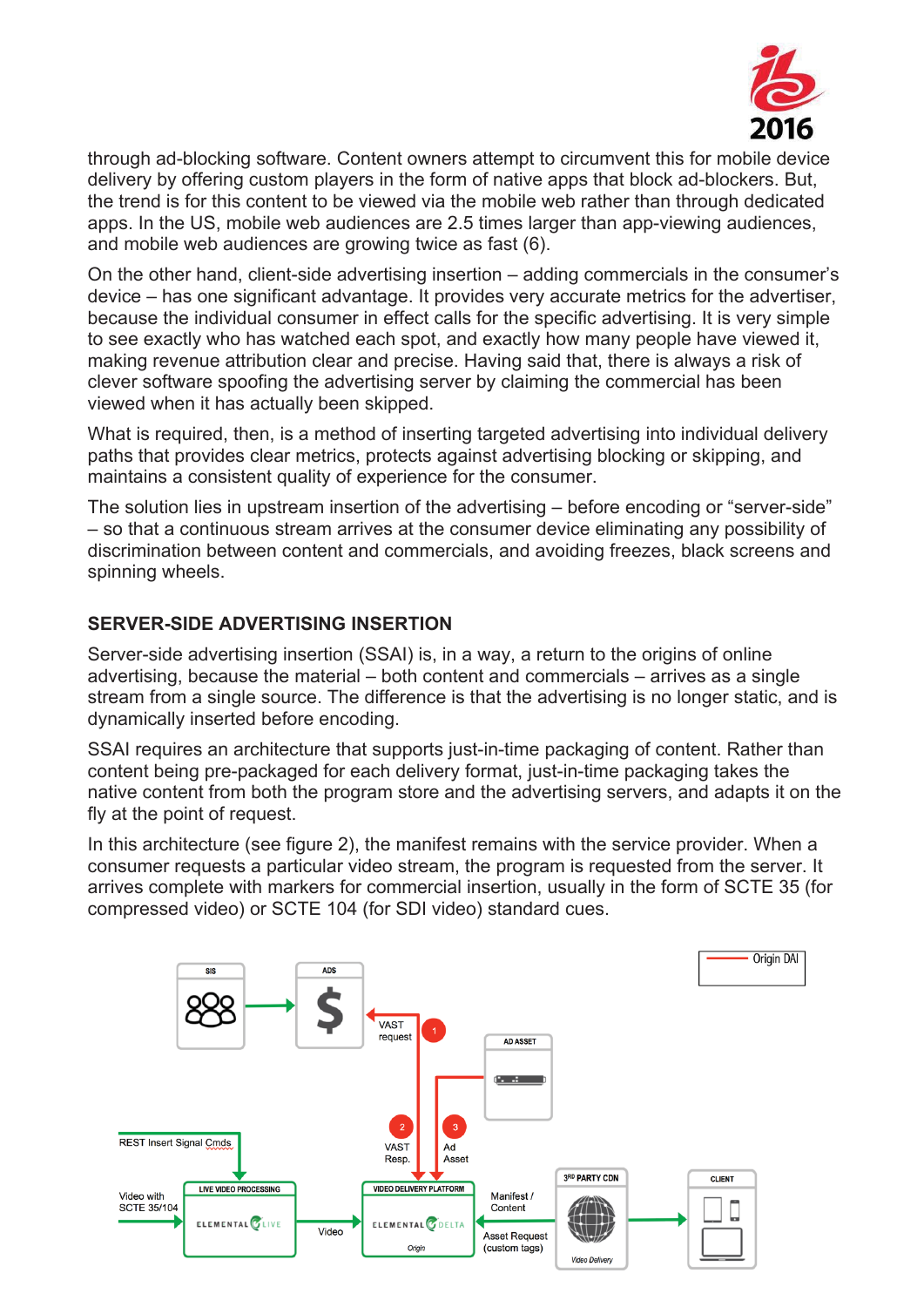through ad-blocking software. Content owners attempt to circumvent this for mobile device delivery by offering custom players in the form of native apps that block ad-blockers. But, the trend is for this content to be viewed via the mobile web rather than through dedicated apps. In the US, mobile web audiences are 2.5 times larger than app-viewing audiences, and mobile web audiences are growing twice as fast (6).

On the other hand, client-side advertising insertion – adding commercials in the consumer's device – has one significant advantage. It provides very accurate metrics for the advertiser, because the individual consumer in effect calls for the specific advertising. It is very simple to see exactly who has watched each spot, and exactly how many people have viewed it, making revenue attribution clear and precise. Having said that, there is always a risk of clever software spoofing the advertising server by claiming the commercial has been viewed when it has actually been skipped.

What is required, then, is a method of inserting targeted advertising into individual delivery paths that provides clear metrics, protects against advertising blocking or skipping, and maintains a consistent quality of experience for the consumer.

The solution lies in upstream insertion of the advertising – before encoding or "server-side" – so that a continuous stream arrives at the consumer device eliminating any possibility of discrimination between content and commercials, and avoiding freezes, black screens and spinning wheels.

## SERVER-SIDE ADVERTISING INSERTION

Server-side advertising insertion (SSAI) is, in a way, a return to the origins of online advertising, because the material – both content and commercials – arrives as a single stream from a single source. The difference is that the advertising is no longer static, and is dynamically inserted before encoding.

SSAI requires an architecture that supports just-in-time packaging of content. Rather than content being pre-packaged for each delivery format, just-in-time packaging takes the native content from both the program store and the advertising servers, and adapts it on the fly at the point of request.

In this architecture (see figure 2), the manifest remains with the service provider. When a consumer requests a particular video stream, the program is requested from the server. It arrives complete with markers for commercial insertion, usually in the form of SCTE 35 (for compressed video) or SCTE 104 (for SDI video) standard cues.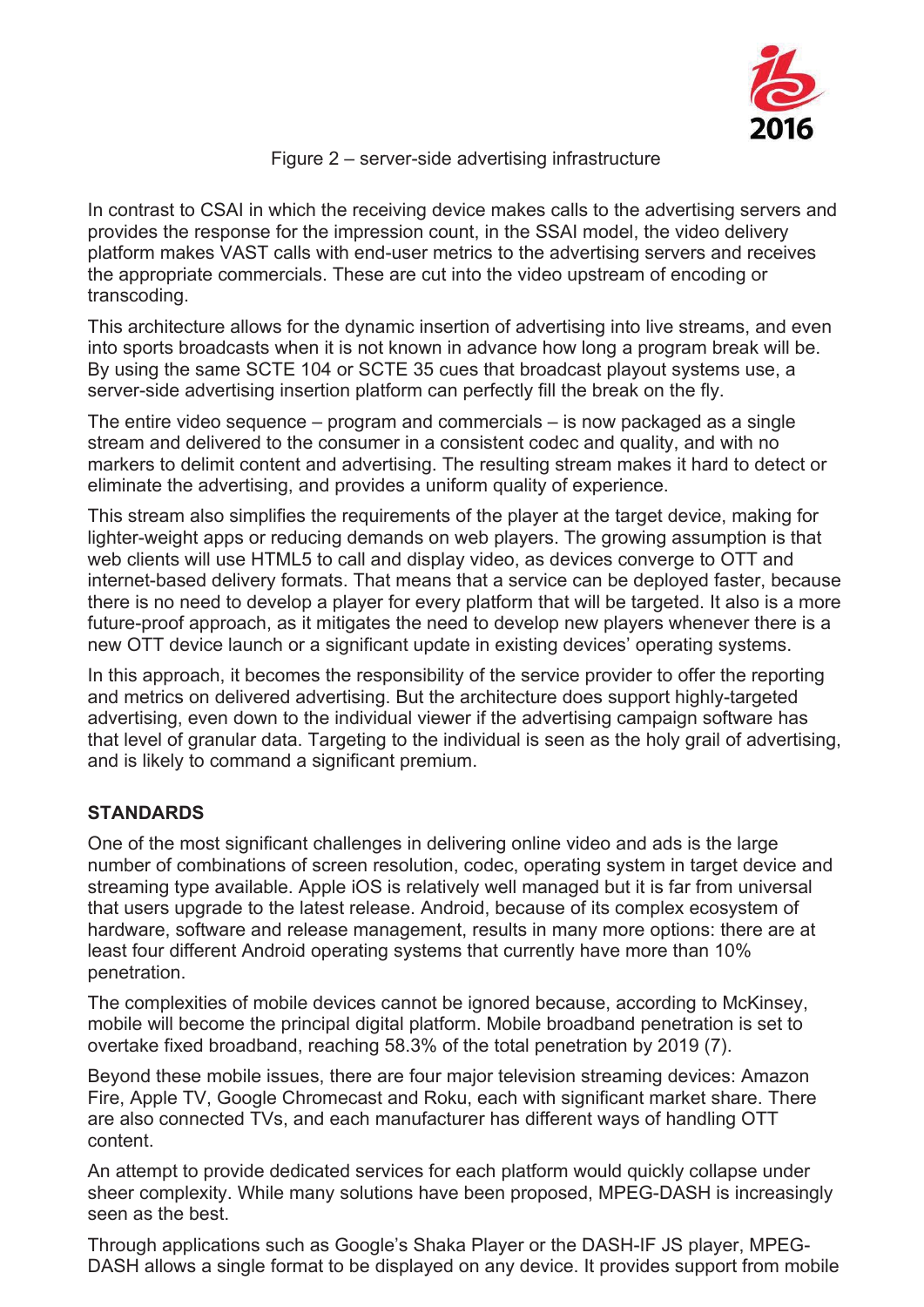Figure 2 – server-side advertising infrastructure

In contrast to CSAI in which the receiving device makes calls to the advertising servers and provides the response for the impression count, in the SSAI model, the video delivery platform makes VAST calls with end-user metrics to the advertising servers and receives the appropriate commercials. These are cut into the video upstream of encoding or transcoding.

This architecture allows for the dynamic insertion of advertising into live streams, and even into sports broadcasts when it is not known in advance how long a program break will be. By using the same SCTE 104 or SCTE 35 cues that broadcast playout systems use, a server-side advertising insertion platform can perfectly fill the break on the fly.

The entire video sequence – program and commercials – is now packaged as a single stream and delivered to the consumer in a consistent codec and quality, and with no markers to delimit content and advertising. The resulting stream makes it hard to detect or eliminate the advertising, and provides a uniform quality of experience.

This stream also simplifies the requirements of the player at the target device, making for lighter-weight apps or reducing demands on web players. The growing assumption is that web clients will use HTML5 to call and display video, as devices converge to OTT and internet-based delivery formats. That means that a service can be deployed faster, because there is no need to develop a player for every platform that will be targeted. It also is a more future-proof approach, as it mitigates the need to develop new players whenever there is a new OTT device launch or a significant update in existing devices' operating systems.

In this approach, it becomes the responsibility of the service provider to offer the reporting and metrics on delivered advertising. But the architecture does support highly-targeted advertising, even down to the individual viewer if the advertising campaign software has that level of granular data. Targeting to the individual is seen as the holy grail of advertising, and is likely to command a significant premium.

## STANDARDS

One of the most significant challenges in delivering online video and ads is the large number of combinations of screen resolution, codec, operating system in target device and streaming type available. Apple iOS is relatively well managed but it is far from universal that users upgrade to the latest release. Android, because of its complex ecosystem of hardware, software and release management, results in many more options: there are at least four different Android operating systems that currently have more than 10% penetration.

The complexities of mobile devices cannot be ignored because, according to McKinsey, mobile will become the principal digital platform. Mobile broadband penetration is set to overtake fixed broadband, reaching 58.3% of the total penetration by 2019 (7).

Beyond these mobile issues, there are four major television streaming devices: Amazon Fire, Apple TV, Google Chromecast and Roku, each with significant market share. There are also connected TVs, and each manufacturer has different ways of handling OTT content.

An attempt to provide dedicated services for each platform would quickly collapse under sheer complexity. While many solutions have been proposed, MPEG-DASH is increasingly seen as the best.

Through applications such as Google's Shaka Player or the DASH-IF JS player, MPEG-DASH allows a single format to be displayed on any device. It provides support from mobile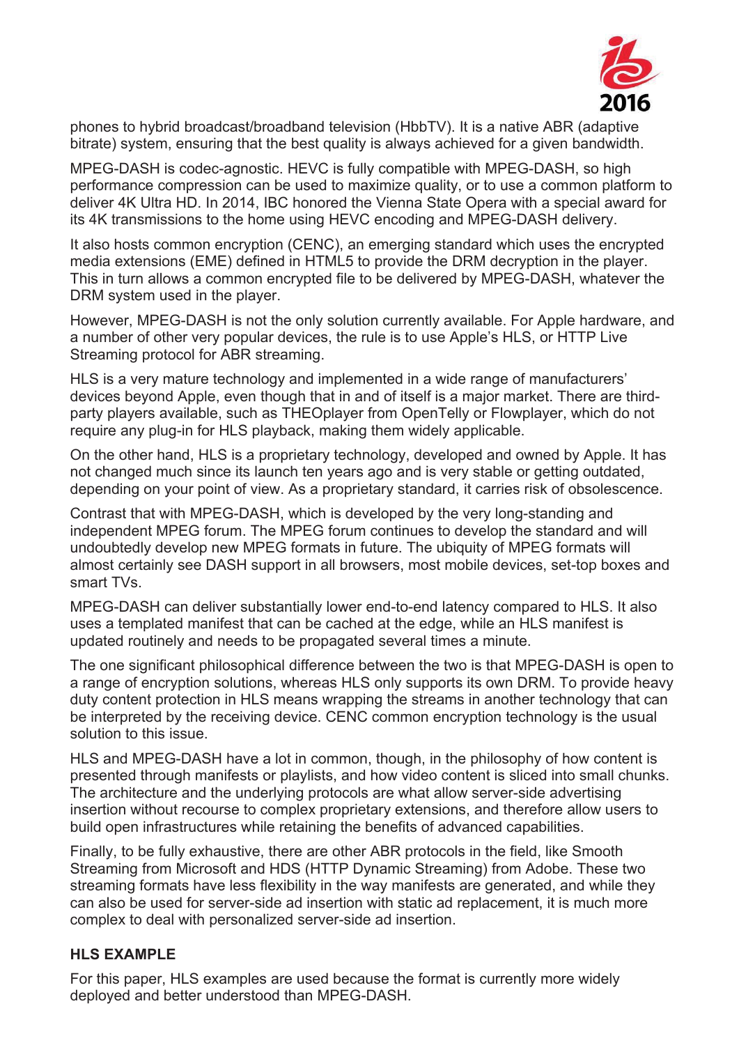phones to hybrid broadcast/broadband television (HbbTV). It is a native ABR (adaptive bitrate) system, ensuring that the best quality is always achieved for a given bandwidth.

MPEG-DASH is codec-agnostic. HEVC is fully compatible with MPEG-DASH, so high performance compression can be used to maximize quality, or to use a common platform to deliver 4K Ultra HD. In 2014, IBC honored the Vienna State Opera with a special award for its 4K transmissions to the home using HEVC encoding and MPEG-DASH delivery.

It also hosts common encryption (CENC), an emerging standard which uses the encrypted media extensions (EME) defined in HTML5 to provide the DRM decryption in the player. This in turn allows a common encrypted file to be delivered by MPEG-DASH, whatever the DRM system used in the player.

However, MPEG-DASH is not the only solution currently available. For Apple hardware, and a number of other very popular devices, the rule is to use Apple's HLS, or HTTP Live Streaming protocol for ABR streaming.

HLS is a very mature technology and implemented in a wide range of manufacturers' devices beyond Apple, even though that in and of itself is a major market. There are third-party players available, such as THEOplayer from OpenTelly or Flowplayer, which do not require any plug-in for HLS playback, making them widely applicable.

On the other hand, HLS is a proprietary technology, developed and owned by Apple. It has not changed much since its launch ten years ago and is very stable or getting outdated, depending on your point of view. As a proprietary standard, it carries risk of obsolescence.

Contrast that with MPEG-DASH, which is developed by the very long-standing and independent MPEG forum. The MPEG forum continues to develop the standard and will undoubtedly develop new MPEG formats in future. The ubiquity of MPEG formats will almost certainly see DASH support in all browsers, most mobile devices, set-top boxes and smart TVs.

MPEG-DASH can deliver substantially lower end-to-end latency compared to HLS. It also uses a templated manifest that can be cached at the edge, while an HLS manifest is updated routinely and needs to be propagated several times a minute.

The one significant philosophical difference between the two is that MPEG-DASH is open to a range of encryption solutions, whereas HLS only supports its own DRM. To provide heavy duty content protection in HLS means wrapping the streams in another technology that can be interpreted by the receiving device. CENC common encryption technology is the usual solution to this issue.

HLS and MPEG-DASH have a lot in common, though, in the philosophy of how content is presented through manifests or playlists, and how video content is sliced into small chunks. The architecture and the underlying protocols are what allow server-side advertising insertion without recourse to complex proprietary extensions, and therefore allow users to build open infrastructures while retaining the benefits of advanced capabilities.

Finally, to be fully exhaustive, there are other ABR protocols in the field, like Smooth Streaming from Microsoft and HDS (HTTP Dynamic Streaming) from Adobe. These two streaming formats have less flexibility in the way manifests are generated, and while they can also be used for server-side ad insertion with static ad replacement, it is much more complex to deal with personalized server-side ad insertion.

### HLS EXAMPLE

For this paper, HLS examples are used because the format is currently more widely deployed and better understood than MPEG-DASH.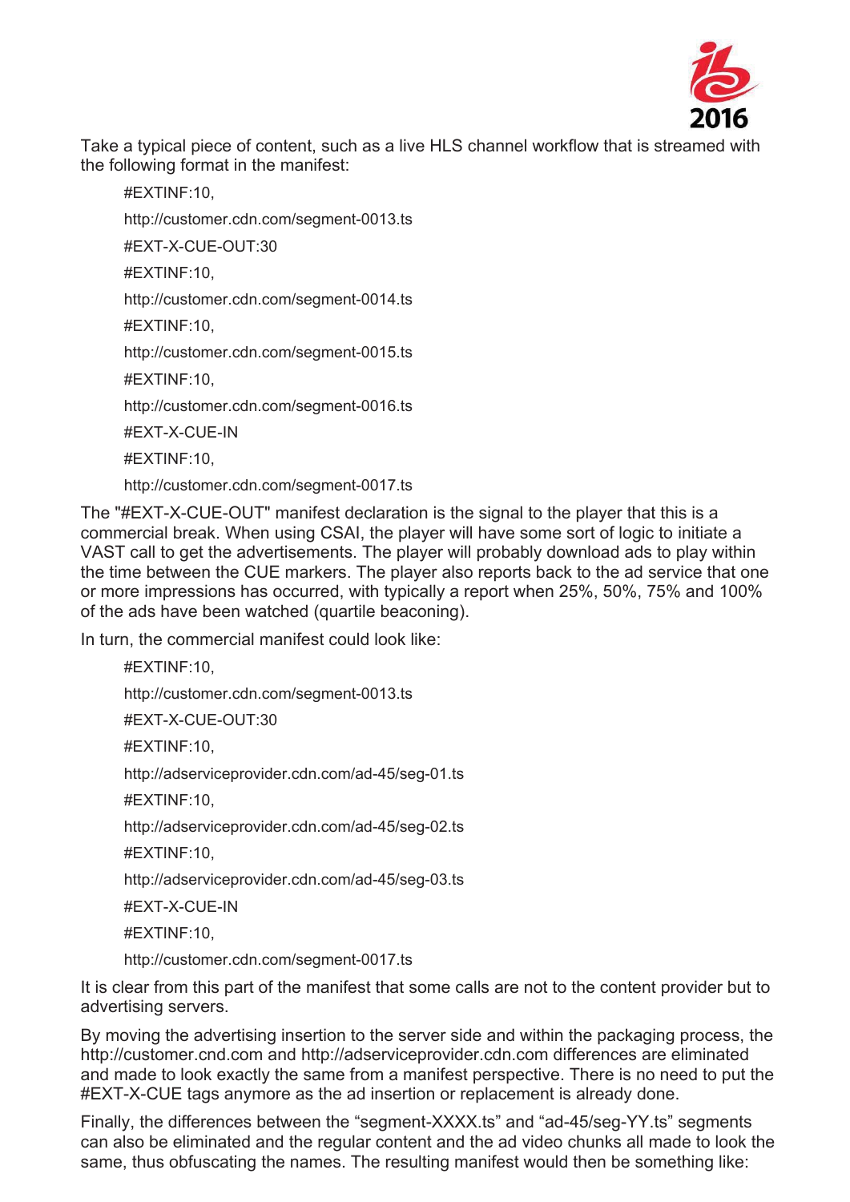Take a typical piece of content, such as a live HLS channel workflow that is streamed with the following format in the manifest:

```
#EXTINF:10,
http://customer.cdn.com/segment-0013.ts
#EXT-X-CUE-OUT:30
#EXTINF:10,
http://customer.cdn.com/segment-0014.ts
#EXTINF:10,
http://customer.cdn.com/segment-0015.ts
#EXTINF:10,
http://customer.cdn.com/segment-0016.ts
#EXT-X-CUE-IN
#EXTINF:10,
http://customer.cdn.com/segment-0017.ts
```

The "#EXT-X-CUE-OUT" manifest declaration is the signal to the player that this is a commercial break. When using CSAI, the player will have some sort of logic to initiate a VAST call to get the advertisements. The player will probably download ads to play within the time between the CUE markers. The player also reports back to the ad service that one or more impressions has occurred, with typically a report when 25%, 50%, 75% and 100% of the ads have been watched (quartile beaconing).

In turn, the commercial manifest could look like:

```
#EXTINF:10,
http://customer.cdn.com/segment-0013.ts
#EXT-X-CUE-OUT:30
#EXTINF:10,
http://adserviceprovider.cdn.com/ad-45/seg-01.ts
#EXTINF:10,
http://adserviceprovider.cdn.com/ad-45/seg-02.ts
#EXTINF:10,
http://adserviceprovider.cdn.com/ad-45/seg-03.ts
#EXT-X-CUE-IN
#EXTINF:10,
http://customer.cdn.com/segment-0017.ts
```

It is clear from this part of the manifest that some calls are not to the content provider but to advertising servers.

By moving the advertising insertion to the server side and within the packaging process, the http://customer.cnd.com and http://adserviceprovider.cdn.com differences are eliminated and made to look exactly the same from a manifest perspective. There is no need to put the #EXT-X-CUE tags anymore as the ad insertion or replacement is already done.

Finally, the differences between the "segment-XXXX.ts" and "ad-45/seg-YY.ts" segments can also be eliminated and the regular content and the ad video chunks all made to look the same, thus obfuscating the names. The resulting manifest would then be something like: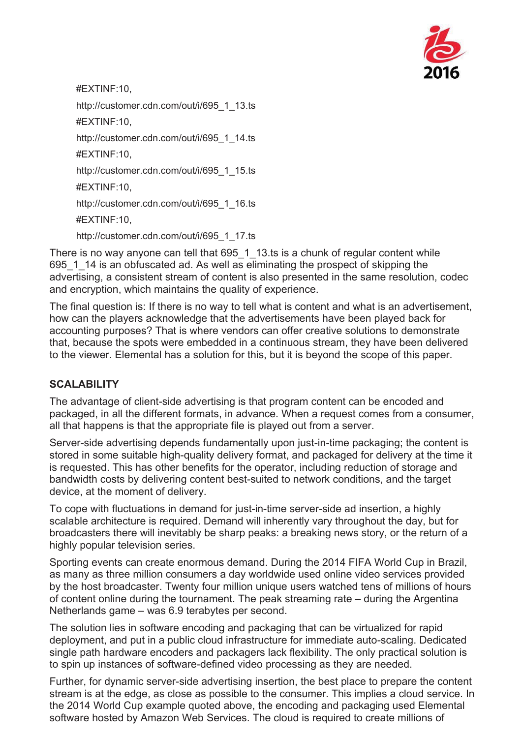```
#EXTINF:10,
http://customer.cdn.com/out/i/695_1_13.ts
#EXTINF:10,
http://customer.cdn.com/out/i/695_1_14.ts
#EXTINF:10,
http://customer.cdn.com/out/i/695_1_15.ts
#EXTINF:10,
http://customer.cdn.com/out/i/695_1_16.ts
#EXTINF:10,
http://customer.cdn.com/out/i/695_1_17.ts
```

There is no way anyone can tell that 695_1_13.ts is a chunk of regular content while 695_1_14 is an obfuscated ad. As well as eliminating the prospect of skipping the advertising, a consistent stream of content is also presented in the same resolution, codec and encryption, which maintains the quality of experience.

The final question is: If there is no way to tell what is content and what is an advertisement, how can the players acknowledge that the advertisements have been played back for accounting purposes? That is where vendors can offer creative solutions to demonstrate that, because the spots were embedded in a continuous stream, they have been delivered to the viewer. Elemental has a solution for this, but it is beyond the scope of this paper.

## SCALABILITY

The advantage of client-side advertising is that program content can be encoded and packaged, in all the different formats, in advance. When a request comes from a consumer, all that happens is that the appropriate file is played out from a server.

Server-side advertising depends fundamentally upon just-in-time packaging; the content is stored in some suitable high-quality delivery format, and packaged for delivery at the time it is requested. This has other benefits for the operator, including reduction of storage and bandwidth costs by delivering content best-suited to network conditions, and the target device, at the moment of delivery.

To cope with fluctuations in demand for just-in-time server-side ad insertion, a highly scalable architecture is required. Demand will inherently vary throughout the day, but for broadcasters there will inevitably be sharp peaks: a breaking news story, or the return of a highly popular television series.

Sporting events can create enormous demand. During the 2014 FIFA World Cup in Brazil, as many as three million consumers a day worldwide used online video services provided by the host broadcaster. Twenty four million unique users watched tens of millions of hours of content online during the tournament. The peak streaming rate – during the Argentina Netherlands game – was 6.9 terabytes per second.

The solution lies in software encoding and packaging that can be virtualized for rapid deployment, and put in a public cloud infrastructure for immediate auto-scaling. Dedicated single path hardware encoders and packagers lack flexibility. The only practical solution is to spin up instances of software-defined video processing as they are needed.

Further, for dynamic server-side advertising insertion, the best place to prepare the content stream is at the edge, as close as possible to the consumer. This implies a cloud service. In the 2014 World Cup example quoted above, the encoding and packaging used Elemental software hosted by Amazon Web Services. The cloud is required to create millions of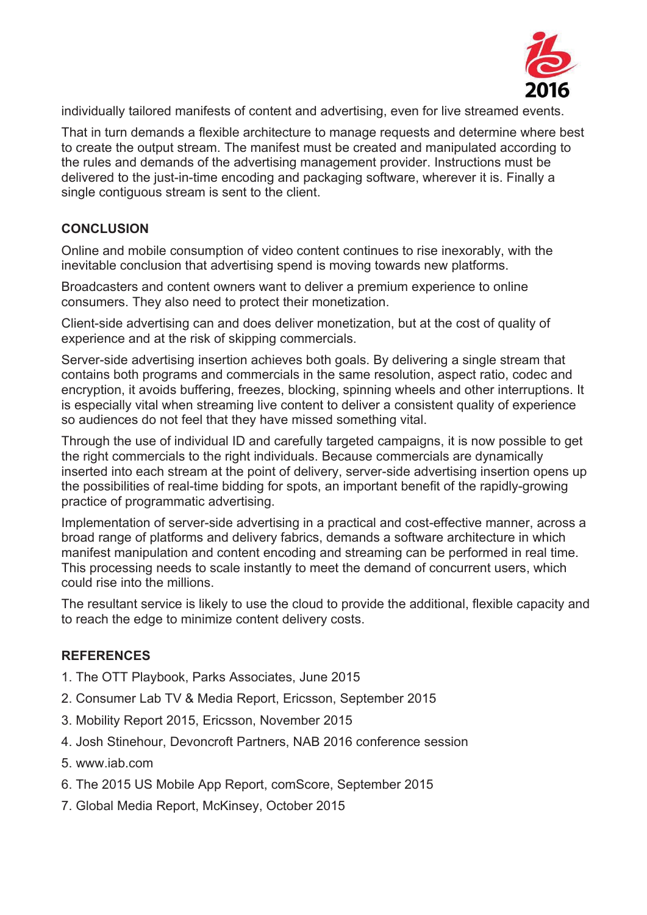individually tailored manifests of content and advertising, even for live streamed events.

That in turn demands a flexible architecture to manage requests and determine where best to create the output stream. The manifest must be created and manipulated according to the rules and demands of the advertising management provider. Instructions must be delivered to the just-in-time encoding and packaging software, wherever it is. Finally a single contiguous stream is sent to the client.

## CONCLUSION

Online and mobile consumption of video content continues to rise inexorably, with the inevitable conclusion that advertising spend is moving towards new platforms.

Broadcasters and content owners want to deliver a premium experience to online consumers. They also need to protect their monetization.

Client-side advertising can and does deliver monetization, but at the cost of quality of experience and at the risk of skipping commercials.

Server-side advertising insertion achieves both goals. By delivering a single stream that contains both programs and commercials in the same resolution, aspect ratio, codec and encryption, it avoids buffering, freezes, blocking, spinning wheels and other interruptions. It is especially vital when streaming live content to deliver a consistent quality of experience so audiences do not feel that they have missed something vital.

Through the use of individual ID and carefully targeted campaigns, it is now possible to get the right commercials to the right individuals. Because commercials are dynamically inserted into each stream at the point of delivery, server-side advertising insertion opens up the possibilities of real-time bidding for spots, an important benefit of the rapidly-growing practice of programmatic advertising.

Implementation of server-side advertising in a practical and cost-effective manner, across a broad range of platforms and delivery fabrics, demands a software architecture in which manifest manipulation and content encoding and streaming can be performed in real time. This processing needs to scale instantly to meet the demand of concurrent users, which could rise into the millions.

The resultant service is likely to use the cloud to provide the additional, flexible capacity and to reach the edge to minimize content delivery costs.

## REFERENCES

1. The OTT Playbook, Parks Associates, June 2015
2. Consumer Lab TV & Media Report, Ericsson, September 2015
3. Mobility Report 2015, Ericsson, November 2015
4. Josh Stinehour, Devoncroft Partners, NAB 2016 conference session
5. www.iab.com
6. The 2015 US Mobile App Report, comScore, September 2015
7. Global Media Report, McKinsey, October 2015